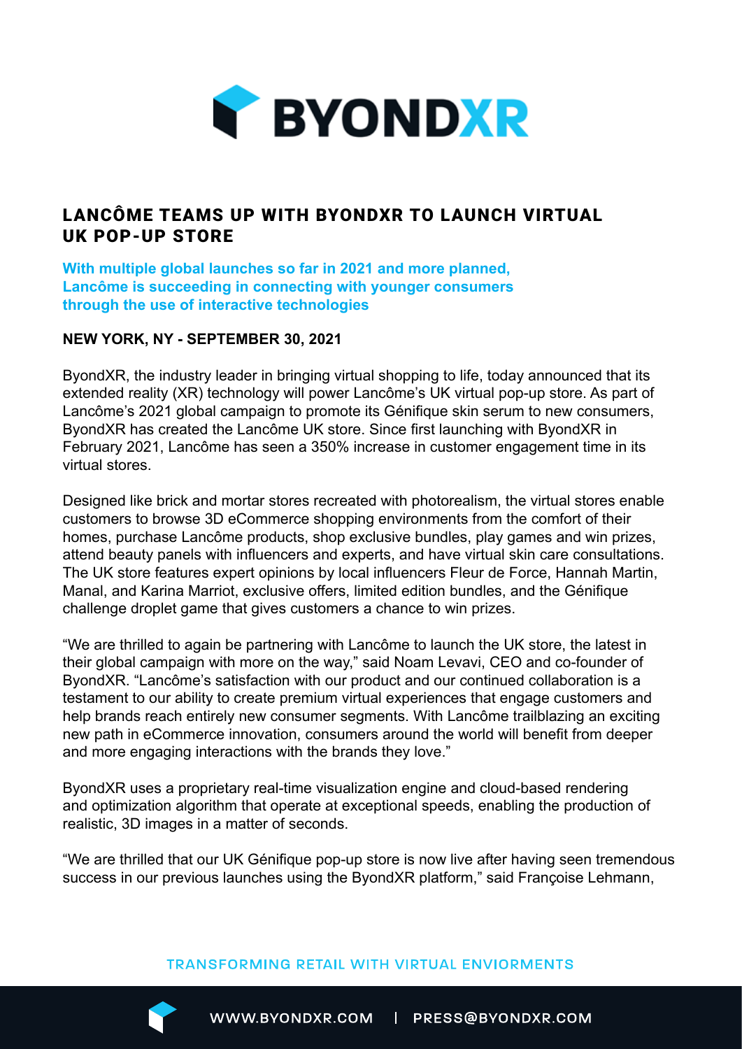# LANCÔME TEAMS UP WITH BYONDXR TO LAUNCH VIRTUAL UK POP-UP STORE

**With multiple global launches so far in 2021 and more planned, Lancôme is succeeding in connecting with younger consumers through the use of interactive technologies**

**NEW YORK, NY - SEPTEMBER 30, 2021**

ByondXR, the industry leader in bringing virtual shopping to life, today announced that its extended reality (XR) technology will power Lancôme's UK virtual pop-up store. As part of Lancôme's 2021 global campaign to promote its Génifique skin serum to new consumers, ByondXR has created the Lancôme UK store. Since first launching with ByondXR in February 2021, Lancôme has seen a 350% increase in customer engagement time in its virtual stores.

Designed like brick and mortar stores recreated with photorealism, the virtual stores enable customers to browse 3D eCommerce shopping environments from the comfort of their homes, purchase Lancôme products, shop exclusive bundles, play games and win prizes, attend beauty panels with influencers and experts, and have virtual skin care consultations. The UK store features expert opinions by local influencers Fleur de Force, Hannah Martin, Manal, and Karina Marriot, exclusive offers, limited edition bundles, and the Génifique challenge droplet game that gives customers a chance to win prizes.

"We are thrilled to again be partnering with Lancôme to launch the UK store, the latest in their global campaign with more on the way," said Noam Levavi, CEO and co-founder of ByondXR. "Lancôme's satisfaction with our product and our continued collaboration is a testament to our ability to create premium virtual experiences that engage customers and help brands reach entirely new consumer segments. With Lancôme trailblazing an exciting new path in eCommerce innovation, consumers around the world will benefit from deeper and more engaging interactions with the brands they love."

ByondXR uses a proprietary real-time visualization engine and cloud-based rendering and optimization algorithm that operate at exceptional speeds, enabling the production of realistic, 3D images in a matter of seconds.

"We are thrilled that our UK Génifique pop-up store is now live after having seen tremendous success in our previous launches using the ByondXR platform," said Françoise Lehmann,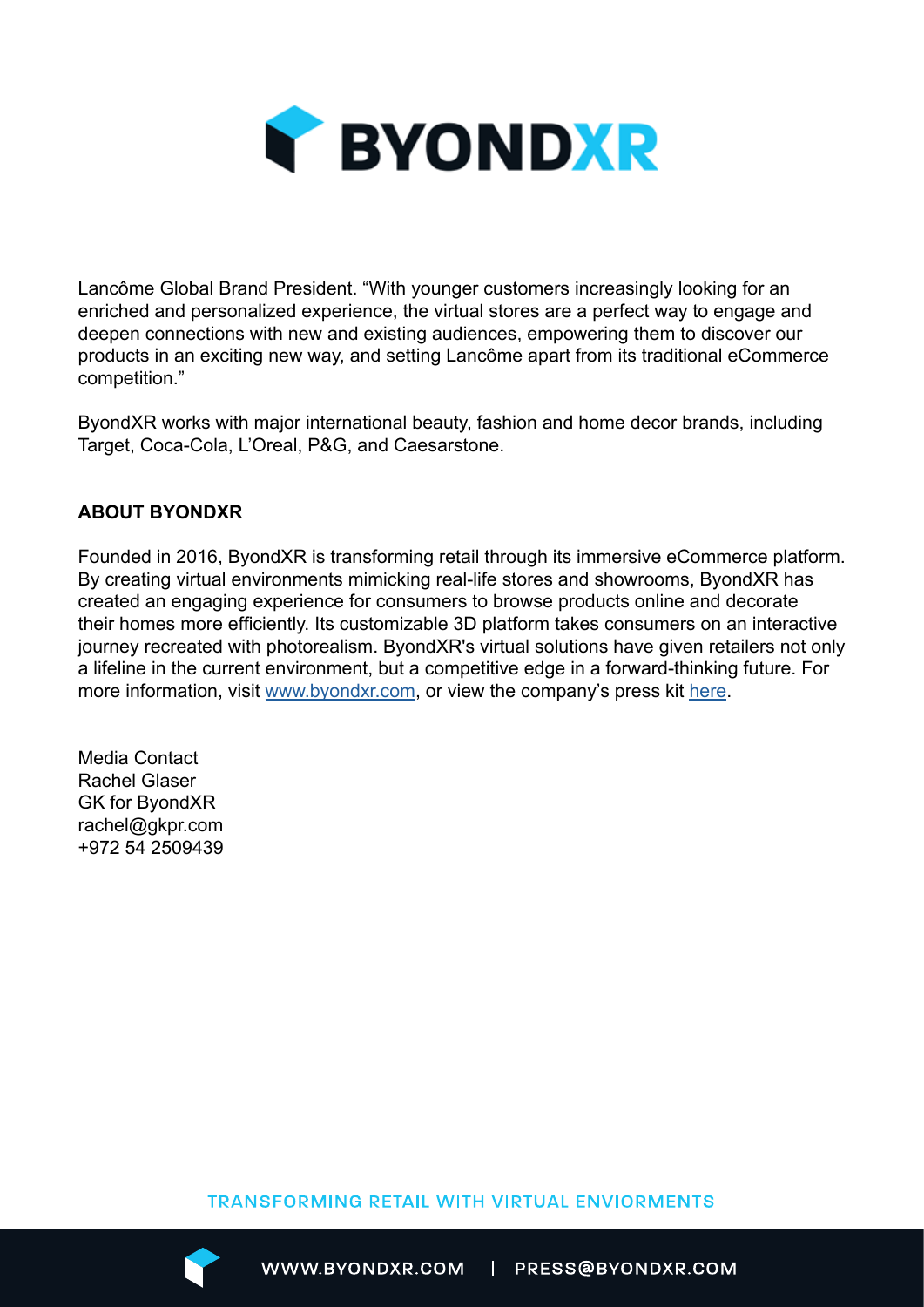Lancôme Global Brand President. “With younger customers increasingly looking for an enriched and personalized experience, the virtual stores are a perfect way to engage and deepen connections with new and existing audiences, empowering them to discover our products in an exciting new way, and setting Lancôme apart from its traditional eCommerce competition.”

ByondXR works with major international beauty, fashion and home decor brands, including Target, Coca-Cola, L’Oreal, P&G, and Caesarstone.

**ABOUT BYONDXR**

Founded in 2016, ByondXR is transforming retail through its immersive eCommerce platform. By creating virtual environments mimicking real-life stores and showrooms, ByondXR has created an engaging experience for consumers to browse products online and decorate their homes more efficiently. Its customizable 3D platform takes consumers on an interactive journey recreated with photorealism. ByondXR's virtual solutions have given retailers not only a lifeline in the current environment, but a competitive edge in a forward-thinking future. For more information, visit [www.byondxr.com](http://www.byondxr.com), or view the company’s press kit here.

Media Contact
Rachel Glaser
GK for ByondXR
rachel@gkpr.com
+972 54 2509439